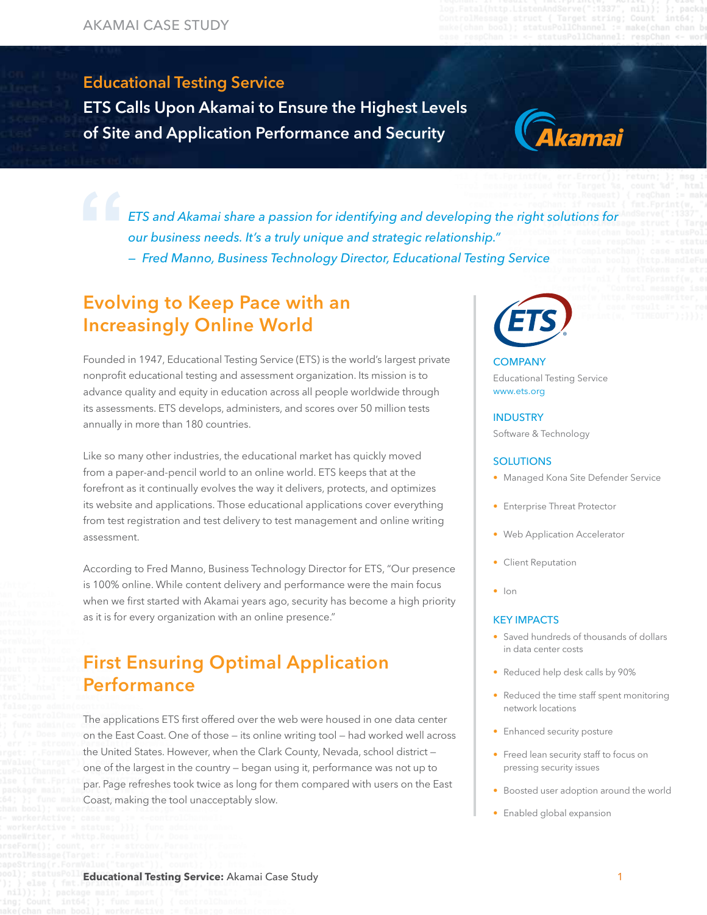# Educational Testing Service

## ETS Calls Upon Akamai to Ensure the Highest Levels of Site and Application Performance and Security

> *ETS and Akamai share a passion for identifying and developing the right solutions for our business needs. It's a truly unique and strategic relationship."*
> *— Fred Manno, Business Technology Director, Educational Testing Service*

## Evolving to Keep Pace with an Increasingly Online World

Founded in 1947, Educational Testing Service (ETS) is the world's largest private nonprofit educational testing and assessment organization. Its mission is to advance quality and equity in education across all people worldwide through its assessments. ETS develops, administers, and scores over 50 million tests annually in more than 180 countries.

Like so many other industries, the educational market has quickly moved from a paper-and-pencil world to an online world. ETS keeps that at the forefront as it continually evolves the way it delivers, protects, and optimizes its website and applications. Those educational applications cover everything from test registration and test delivery to test management and online writing assessment.

According to Fred Manno, Business Technology Director for ETS, "Our presence is 100% online. While content delivery and performance were the main focus when we first started with Akamai years ago, security has become a high priority as it is for every organization with an online presence."

## First Ensuring Optimal Application Performance

The applications ETS first offered over the web were housed in one data center on the East Coast. One of those – its online writing tool – had worked well across the United States. However, when the Clark County, Nevada, school district – one of the largest in the country – began using it, performance was not up to par. Page refreshes took twice as long for them compared with users on the East Coast, making the tool unacceptably slow.

### COMPANY

Educational Testing Service
www.ets.org

### INDUSTRY

Software & Technology

### SOLUTIONS

- Managed Kona Site Defender Service
- Enterprise Threat Protector
- Web Application Accelerator
- Client Reputation
- Ion

### KEY IMPACTS

- Saved hundreds of thousands of dollars in data center costs
- Reduced help desk calls by 90%
- Reduced the time staff spent monitoring network locations
- Enhanced security posture
- Freed lean security staff to focus on pressing security issues
- Boosted user adoption around the world
- Enabled global expansion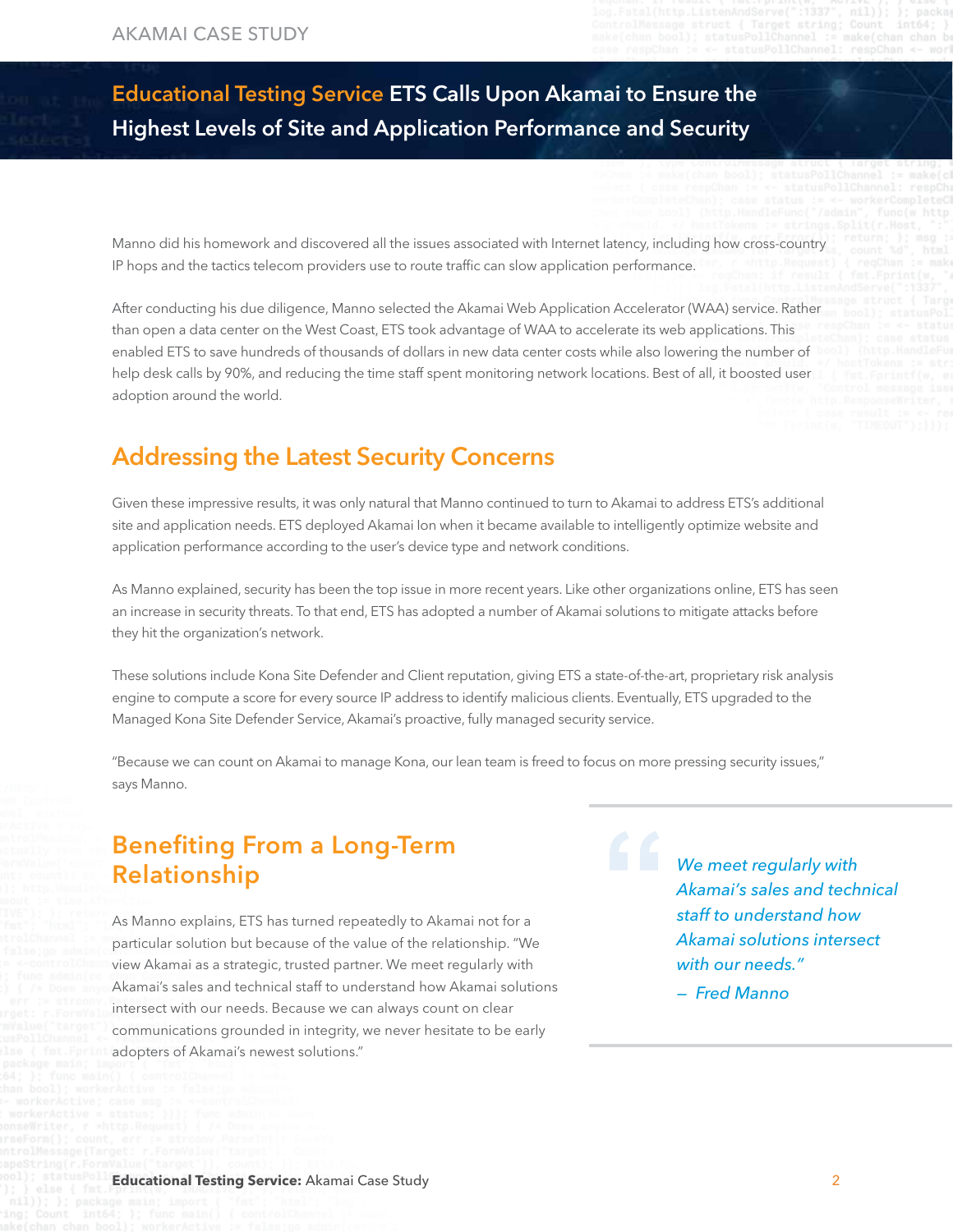Manno did his homework and discovered all the issues associated with Internet latency, including how cross-country IP hops and the tactics telecom providers use to route traffic can slow application performance.

After conducting his due diligence, Manno selected the Akamai Web Application Accelerator (WAA) service. Rather than open a data center on the West Coast, ETS took advantage of WAA to accelerate its web applications. This enabled ETS to save hundreds of thousands of dollars in new data center costs while also lowering the number of help desk calls by 90%, and reducing the time staff spent monitoring network locations. Best of all, it boosted user adoption around the world.

## Addressing the Latest Security Concerns

Given these impressive results, it was only natural that Manno continued to turn to Akamai to address ETS's additional site and application needs. ETS deployed Akamai Ion when it became available to intelligently optimize website and application performance according to the user's device type and network conditions.

As Manno explained, security has been the top issue in more recent years. Like other organizations online, ETS has seen an increase in security threats. To that end, ETS has adopted a number of Akamai solutions to mitigate attacks before they hit the organization's network.

These solutions include Kona Site Defender and Client reputation, giving ETS a state-of-the-art, proprietary risk analysis engine to compute a score for every source IP address to identify malicious clients. Eventually, ETS upgraded to the Managed Kona Site Defender Service, Akamai's proactive, fully managed security service.

"Because we can count on Akamai to manage Kona, our lean team is freed to focus on more pressing security issues," says Manno.

## Benefiting From a Long-Term Relationship

As Manno explains, ETS has turned repeatedly to Akamai not for a particular solution but because of the value of the relationship. "We view Akamai as a strategic, trusted partner. We meet regularly with Akamai's sales and technical staff to understand how Akamai solutions intersect with our needs. Because we can always count on clear communications grounded in integrity, we never hesitate to be early adopters of Akamai's newest solutions."

> *We meet regularly with Akamai's sales and technical staff to understand how Akamai solutions intersect with our needs."*
>
> *— Fred Manno*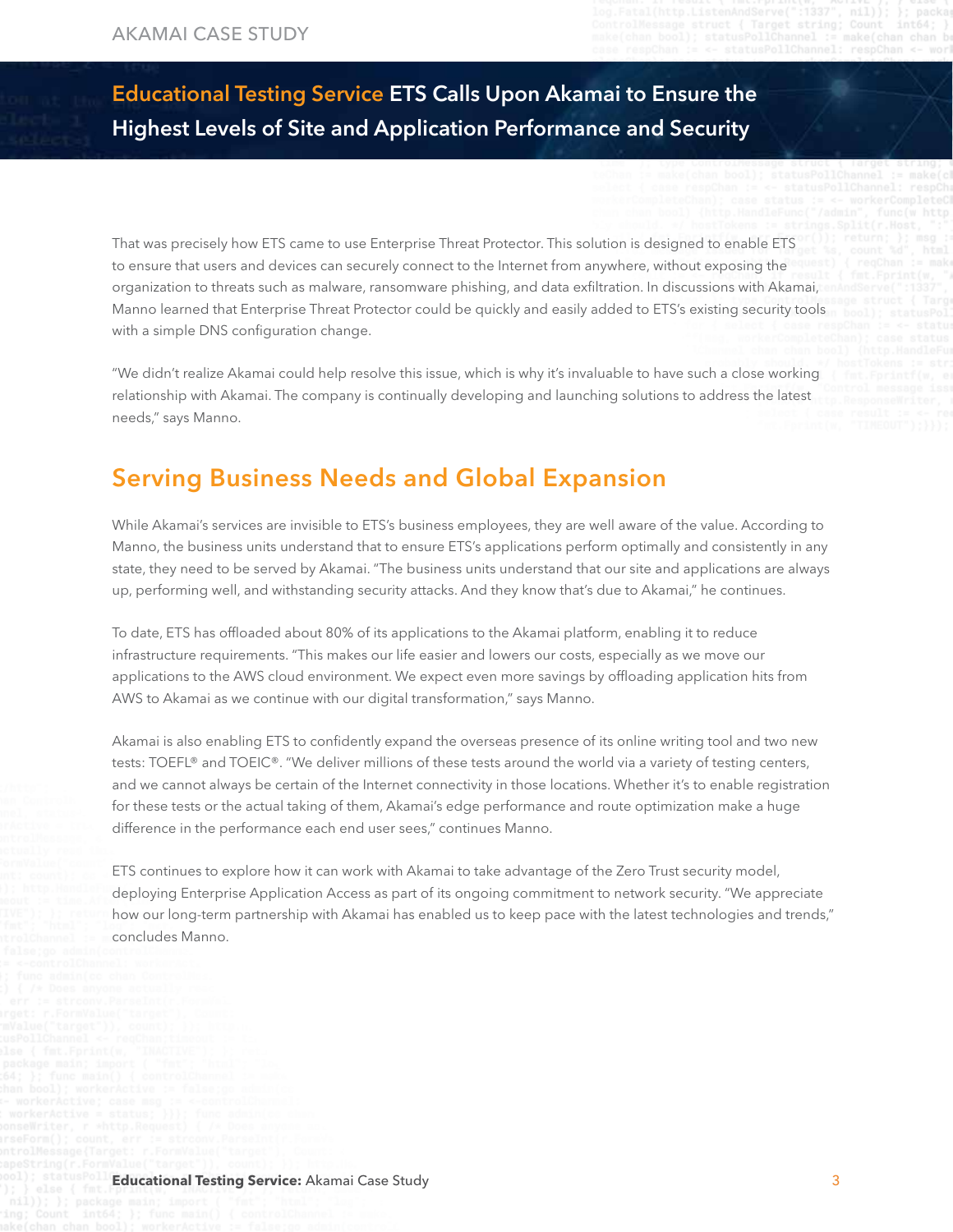That was precisely how ETS came to use Enterprise Threat Protector. This solution is designed to enable ETS to ensure that users and devices can securely connect to the Internet from anywhere, without exposing the organization to threats such as malware, ransomware phishing, and data exfiltration. In discussions with Akamai, Manno learned that Enterprise Threat Protector could be quickly and easily added to ETS's existing security tools with a simple DNS configuration change.

"We didn't realize Akamai could help resolve this issue, which is why it's invaluable to have such a close working relationship with Akamai. The company is continually developing and launching solutions to address the latest needs," says Manno.

## Serving Business Needs and Global Expansion

While Akamai's services are invisible to ETS's business employees, they are well aware of the value. According to Manno, the business units understand that to ensure ETS's applications perform optimally and consistently in any state, they need to be served by Akamai. "The business units understand that our site and applications are always up, performing well, and withstanding security attacks. And they know that's due to Akamai," he continues.

To date, ETS has offloaded about 80% of its applications to the Akamai platform, enabling it to reduce infrastructure requirements. "This makes our life easier and lowers our costs, especially as we move our applications to the AWS cloud environment. We expect even more savings by offloading application hits from AWS to Akamai as we continue with our digital transformation," says Manno.

Akamai is also enabling ETS to confidently expand the overseas presence of its online writing tool and two new tests: TOEFL® and TOEIC®. "We deliver millions of these tests around the world via a variety of testing centers, and we cannot always be certain of the Internet connectivity in those locations. Whether it's to enable registration for these tests or the actual taking of them, Akamai's edge performance and route optimization make a huge difference in the performance each end user sees," continues Manno.

ETS continues to explore how it can work with Akamai to take advantage of the Zero Trust security model, deploying Enterprise Application Access as part of its ongoing commitment to network security. "We appreciate how our long-term partnership with Akamai has enabled us to keep pace with the latest technologies and trends," concludes Manno.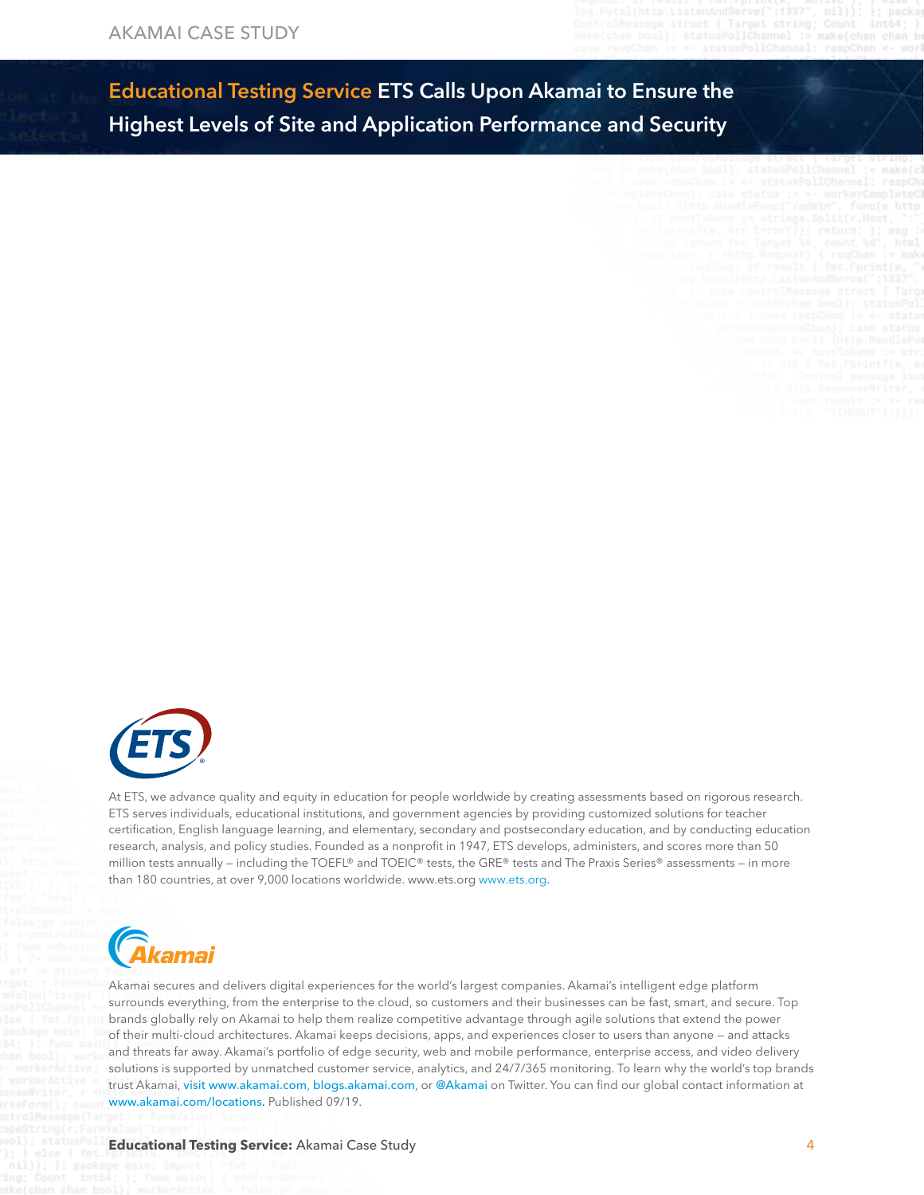# Educational Testing Service ETS Calls Upon Akamai to Ensure the Highest Levels of Site and Application Performance and Security

At ETS, we advance quality and equity in education for people worldwide by creating assessments based on rigorous research. ETS serves individuals, educational institutions, and government agencies by providing customized solutions for teacher certification, English language learning, and elementary, secondary and postsecondary education, and by conducting education research, analysis, and policy studies. Founded as a nonprofit in 1947, ETS develops, administers, and scores more than 50 million tests annually — including the TOEFL® and TOEIC® tests, the GRE® tests and The Praxis Series® assessments — in more than 180 countries, at over 9,000 locations worldwide. www.ets.org www.ets.org.

Akamai secures and delivers digital experiences for the world's largest companies. Akamai's intelligent edge platform surrounds everything, from the enterprise to the cloud, so customers and their businesses can be fast, smart, and secure. Top brands globally rely on Akamai to help them realize competitive advantage through agile solutions that extend the power of their multi-cloud architectures. Akamai keeps decisions, apps, and experiences closer to users than anyone — and attacks and threats far away. Akamai's portfolio of edge security, web and mobile performance, enterprise access, and video delivery solutions is supported by unmatched customer service, analytics, and 24/7/365 monitoring. To learn why the world's top brands trust Akamai, visit www.akamai.com, blogs.akamai.com, or @Akamai on Twitter. You can find our global contact information at www.akamai.com/locations. Published 09/19.